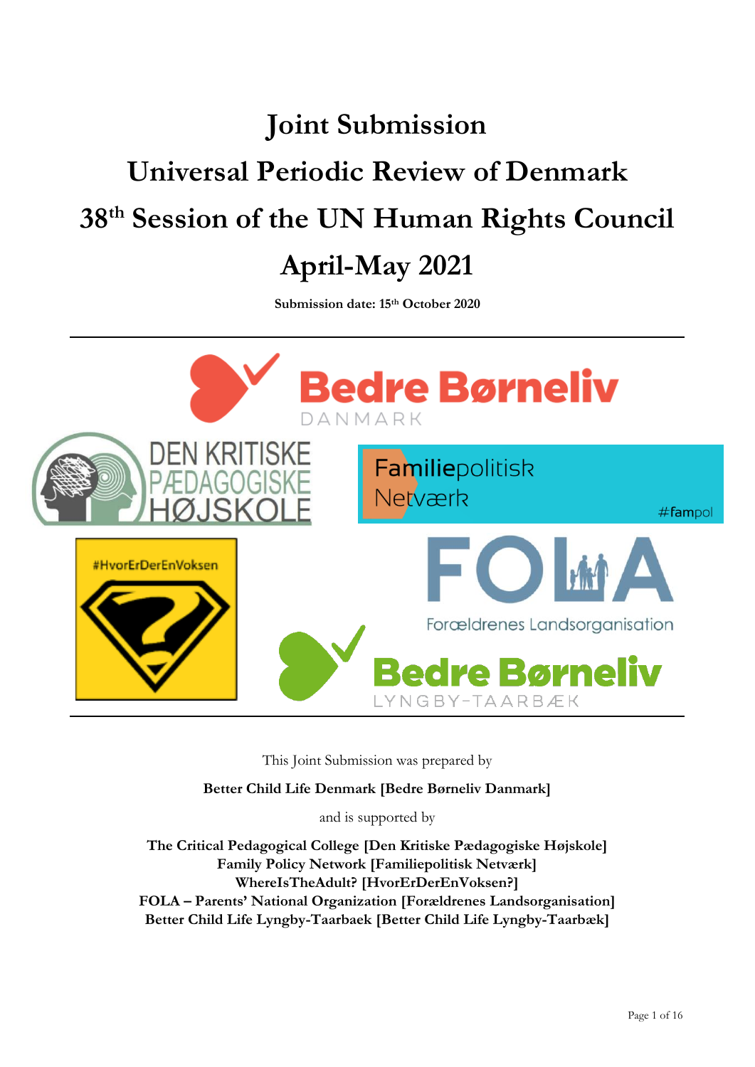# Joint Submission

# Universal Periodic Review of Denmark

# 38th Session of the UN Human Rights Council

# April-May 2021

**Submission date: 15th October 2020**

---

This Joint Submission was prepared by

**Better Child Life Denmark [Bedre Børneliv Danmark]**

and is supported by

**The Critical Pedagogical College [Den Kritiske Pædagogiske Højskole]**
**Family Policy Network [Familiepolitisk Netværk]**
**WhereIsTheAdult? [HvorErDerEnVoksen?]**
**FOLA – Parents' National Organization [Forældrenes Landsorganisation]**
**Better Child Life Lyngby-Taarbaek [Better Child Life Lyngby-Taarbæk]**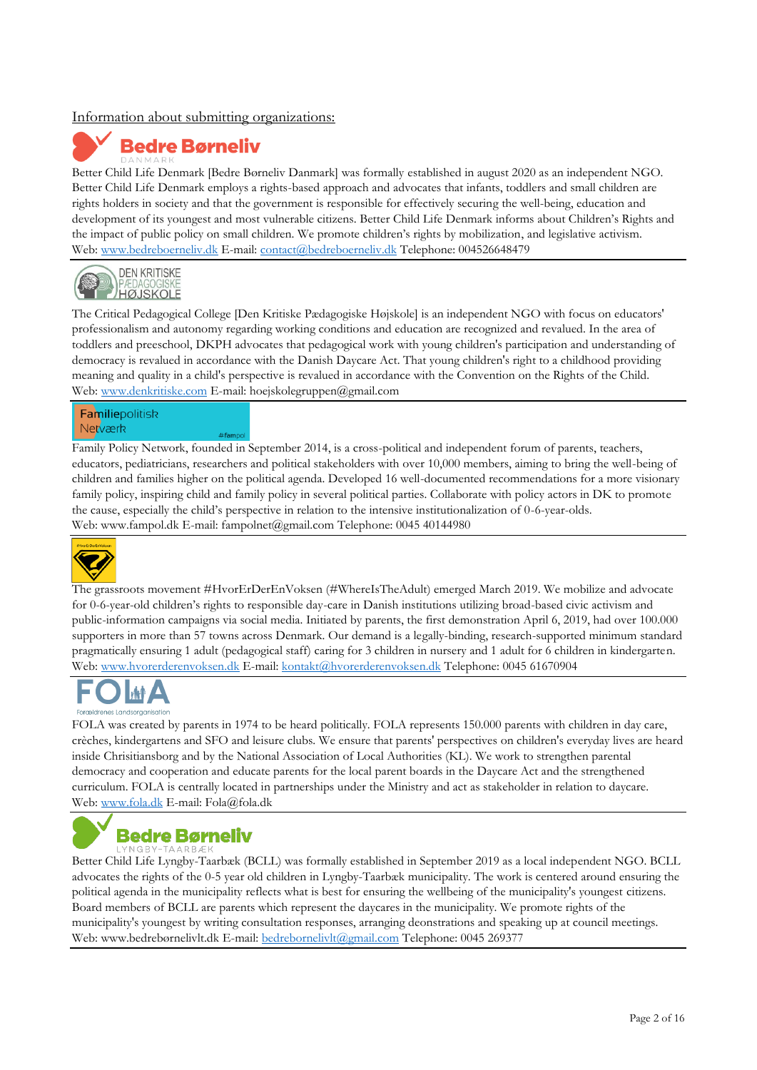Information about submitting organizations:

**Bedre Børneliv** DANMARK

Better Child Life Denmark [Bedre Børneliv Danmark] was formally established in august 2020 as an independent NGO. Better Child Life Denmark employs a rights-based approach and advocates that infants, toddlers and small children are rights holders in society and that the government is responsible for effectively securing the well-being, education and development of its youngest and most vulnerable citizens. Better Child Life Denmark informs about Children's Rights and the impact of public policy on small children. We promote children's rights by mobilization, and legislative activism.
Web: www.bedreboerneliv.dk E-mail: contact@bedreboerneliv.dk Telephone: 004526648479

---

DEN KRITISKE PÆDAGOGISKE HØJSKOLE

The Critical Pedagogical College [Den Kritiske Pædagogiske Højskole] is an independent NGO with focus on educators' professionalism and autonomy regarding working conditions and education are recognized and revalued. In the area of toddlers and preeschool, DKPH advocates that pedagogical work with young children's participation and understanding of democracy is revalued in accordance with the Danish Daycare Act. That young children's right to a childhood providing meaning and quality in a child's perspective is revalued in accordance with the Convention on the Rights of the Child.
Web: www.denkritiske.com E-mail: hoejskolegruppen@gmail.com

---

Familiepolitisk Netværk #fampol

Family Policy Network, founded in September 2014, is a cross-political and independent forum of parents, teachers, educators, pediatricians, researchers and political stakeholders with over 10,000 members, aiming to bring the well-being of children and families higher on the political agenda. Developed 16 well-documented recommendations for a more visionary family policy, inspiring child and family policy in several political parties. Collaborate with policy actors in DK to promote the cause, especially the child's perspective in relation to the intensive institutionalization of 0-6-year-olds.
Web: www.fampol.dk E-mail: fampolnet@gmail.com Telephone: 0045 40144980

---

The grassroots movement #HvorErDerEnVoksen (#WhereIsTheAdult) emerged March 2019. We mobilize and advocate for 0-6-year-old children's rights to responsible day-care in Danish institutions utilizing broad-based civic activism and public-information campaigns via social media. Initiated by parents, the first demonstration April 6, 2019, had over 100.000 supporters in more than 57 towns across Denmark. Our demand is a legally-binding, research-supported minimum standard pragmatically ensuring 1 adult (pedagogical staff) caring for 3 children in nursery and 1 adult for 6 children in kindergarten.
Web: www.hvorerderenvoksen.dk E-mail: kontakt@hvorerderenvoksen.dk Telephone: 0045 61670904

---

FOLA Forældrenes Landsorganisation

FOLA was created by parents in 1974 to be heard politically. FOLA represents 150.000 parents with children in day care, crèches, kindergartens and SFO and leisure clubs. We ensure that parents' perspectives on children's everyday lives are heard inside Chrisitiansborg and by the National Association of Local Authorities (KL). We work to strengthen parental democracy and cooperation and educate parents for the local parent boards in the Daycare Act and the strengthened curriculum. FOLA is centrally located in partnerships under the Ministry and act as stakeholder in relation to daycare.
Web: www.fola.dk E-mail: Fola@fola.dk

---

**Bedre Børneliv** LYNGBY-TAARBÆK

Better Child Life Lyngby-Taarbæk (BCLL) was formally established in September 2019 as a local independent NGO. BCLL advocates the rights of the 0-5 year old children in Lyngby-Taarbæk municipality. The work is centered around ensuring the political agenda in the municipality reflects what is best for ensuring the wellbeing of the municipality's youngest citizens. Board members of BCLL are parents which represent the daycares in the municipality. We promote rights of the municipality's youngest by writing consultation responses, arranging deonstrations and speaking up at council meetings.
Web: www.bedrebørnelivlt.dk E-mail: bedrebornelivlt@gmail.com Telephone: 0045 269377

---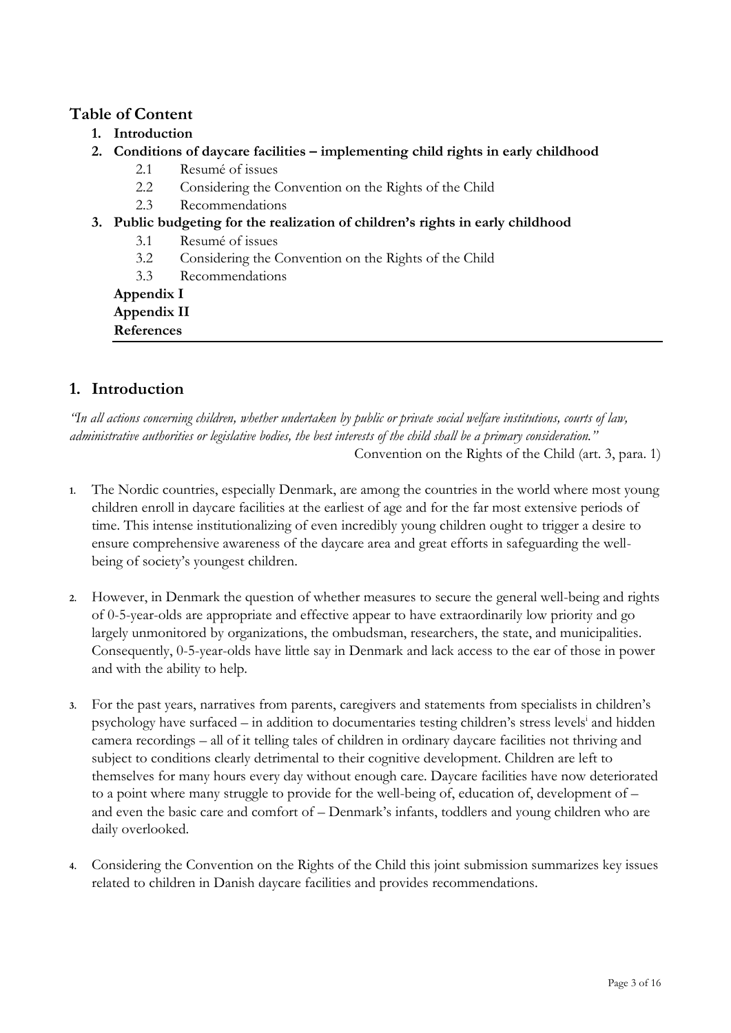## Table of Content

1. **Introduction**
2. **Conditions of daycare facilities – implementing child rights in early childhood**
   - 2.1 Resumé of issues
   - 2.2 Considering the Convention on the Rights of the Child
   - 2.3 Recommendations
3. **Public budgeting for the realization of children's rights in early childhood**
   - 3.1 Resumé of issues
   - 3.2 Considering the Convention on the Rights of the Child
   - 3.3 Recommendations

**Appendix I**
**Appendix II**
**References**

## 1. Introduction

*"In all actions concerning children, whether undertaken by public or private social welfare institutions, courts of law, administrative authorities or legislative bodies, the best interests of the child shall be a primary consideration."*

Convention on the Rights of the Child (art. 3, para. 1)

1. The Nordic countries, especially Denmark, are among the countries in the world where most young children enroll in daycare facilities at the earliest of age and for the far most extensive periods of time. This intense institutionalizing of even incredibly young children ought to trigger a desire to ensure comprehensive awareness of the daycare area and great efforts in safeguarding the well-being of society's youngest children.

2. However, in Denmark the question of whether measures to secure the general well-being and rights of 0-5-year-olds are appropriate and effective appear to have extraordinarily low priority and go largely unmonitored by organizations, the ombudsman, researchers, the state, and municipalities. Consequently, 0-5-year-olds have little say in Denmark and lack access to the ear of those in power and with the ability to help.

3. For the past years, narratives from parents, caregivers and statements from specialists in children's psychology have surfaced – in addition to documentaries testing children's stress levels[i] and hidden camera recordings – all of it telling tales of children in ordinary daycare facilities not thriving and subject to conditions clearly detrimental to their cognitive development. Children are left to themselves for many hours every day without enough care. Daycare facilities have now deteriorated to a point where many struggle to provide for the well-being of, education of, development of – and even the basic care and comfort of – Denmark's infants, toddlers and young children who are daily overlooked.

4. Considering the Convention on the Rights of the Child this joint submission summarizes key issues related to children in Danish daycare facilities and provides recommendations.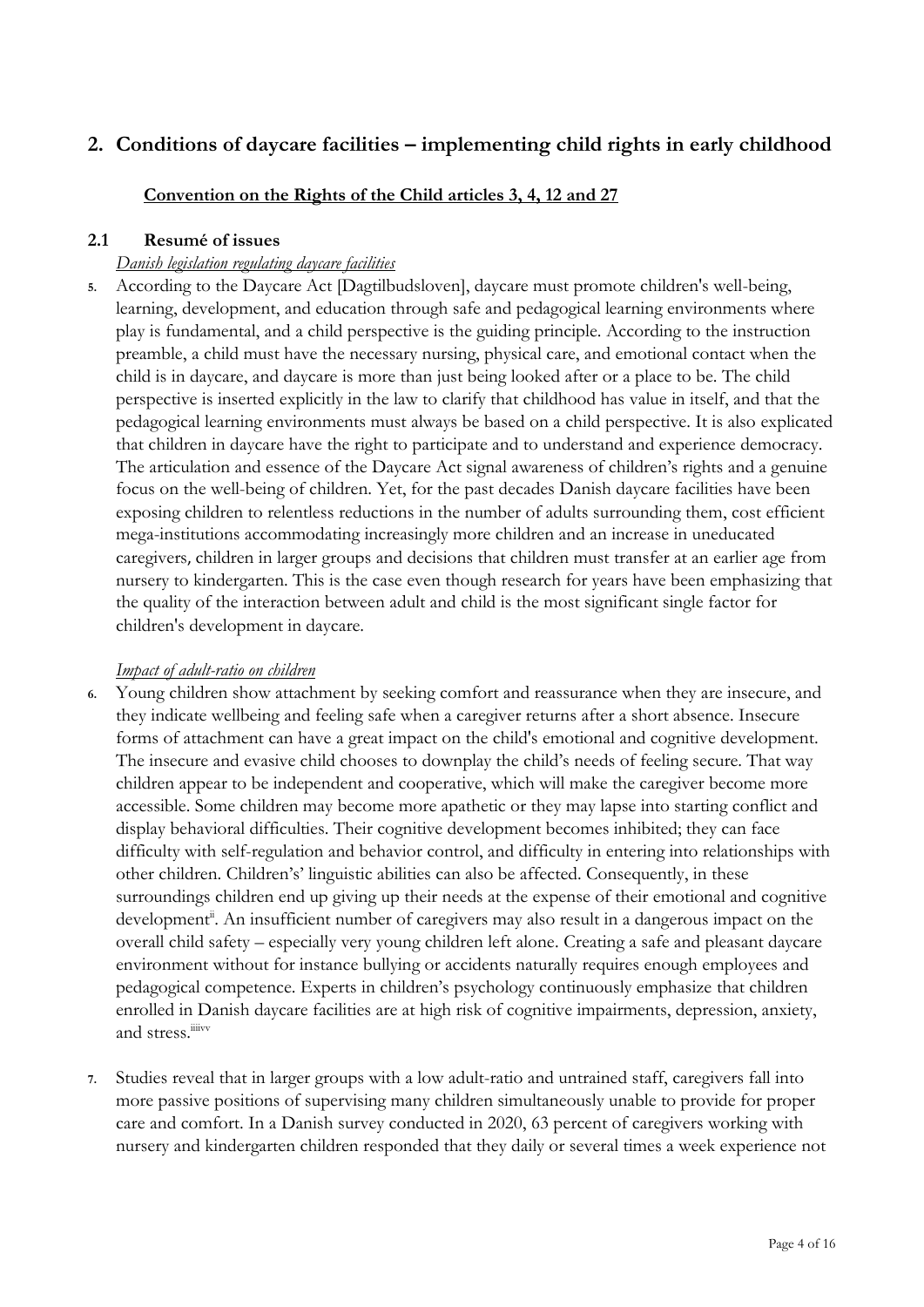## 2. Conditions of daycare facilities – implementing child rights in early childhood

**Convention on the Rights of the Child articles 3, 4, 12 and 27**

### 2.1 Resumé of issues

*Danish legislation regulating daycare facilities*

5. According to the Daycare Act [Dagtilbudsloven], daycare must promote children's well-being, learning, development, and education through safe and pedagogical learning environments where play is fundamental, and a child perspective is the guiding principle. According to the instruction preamble, a child must have the necessary nursing, physical care, and emotional contact when the child is in daycare, and daycare is more than just being looked after or a place to be. The child perspective is inserted explicitly in the law to clarify that childhood has value in itself, and that the pedagogical learning environments must always be based on a child perspective. It is also explicated that children in daycare have the right to participate and to understand and experience democracy. The articulation and essence of the Daycare Act signal awareness of children's rights and a genuine focus on the well-being of children. Yet, for the past decades Danish daycare facilities have been exposing children to relentless reductions in the number of adults surrounding them, cost efficient mega-institutions accommodating increasingly more children and an increase in uneducated caregivers, children in larger groups and decisions that children must transfer at an earlier age from nursery to kindergarten. This is the case even though research for years have been emphasizing that the quality of the interaction between adult and child is the most significant single factor for children's development in daycare.

*Impact of adult-ratio on children*

6. Young children show attachment by seeking comfort and reassurance when they are insecure, and they indicate wellbeing and feeling safe when a caregiver returns after a short absence. Insecure forms of attachment can have a great impact on the child's emotional and cognitive development. The insecure and evasive child chooses to downplay the child's needs of feeling secure. That way children appear to be independent and cooperative, which will make the caregiver become more accessible. Some children may become more apathetic or they may lapse into starting conflict and display behavioral difficulties. Their cognitive development becomes inhibited; they can face difficulty with self-regulation and behavior control, and difficulty in entering into relationships with other children. Children's' linguistic abilities can also be affected. Consequently, in these surroundings children end up giving up their needs at the expense of their emotional and cognitive development[ii]. An insufficient number of caregivers may also result in a dangerous impact on the overall child safety – especially very young children left alone. Creating a safe and pleasant daycare environment without for instance bullying or accidents naturally requires enough employees and pedagogical competence. Experts in children's psychology continuously emphasize that children enrolled in Danish daycare facilities are at high risk of cognitive impairments, depression, anxiety, and stress.[iii][iv][v]

7. Studies reveal that in larger groups with a low adult-ratio and untrained staff, caregivers fall into more passive positions of supervising many children simultaneously unable to provide for proper care and comfort. In a Danish survey conducted in 2020, 63 percent of caregivers working with nursery and kindergarten children responded that they daily or several times a week experience not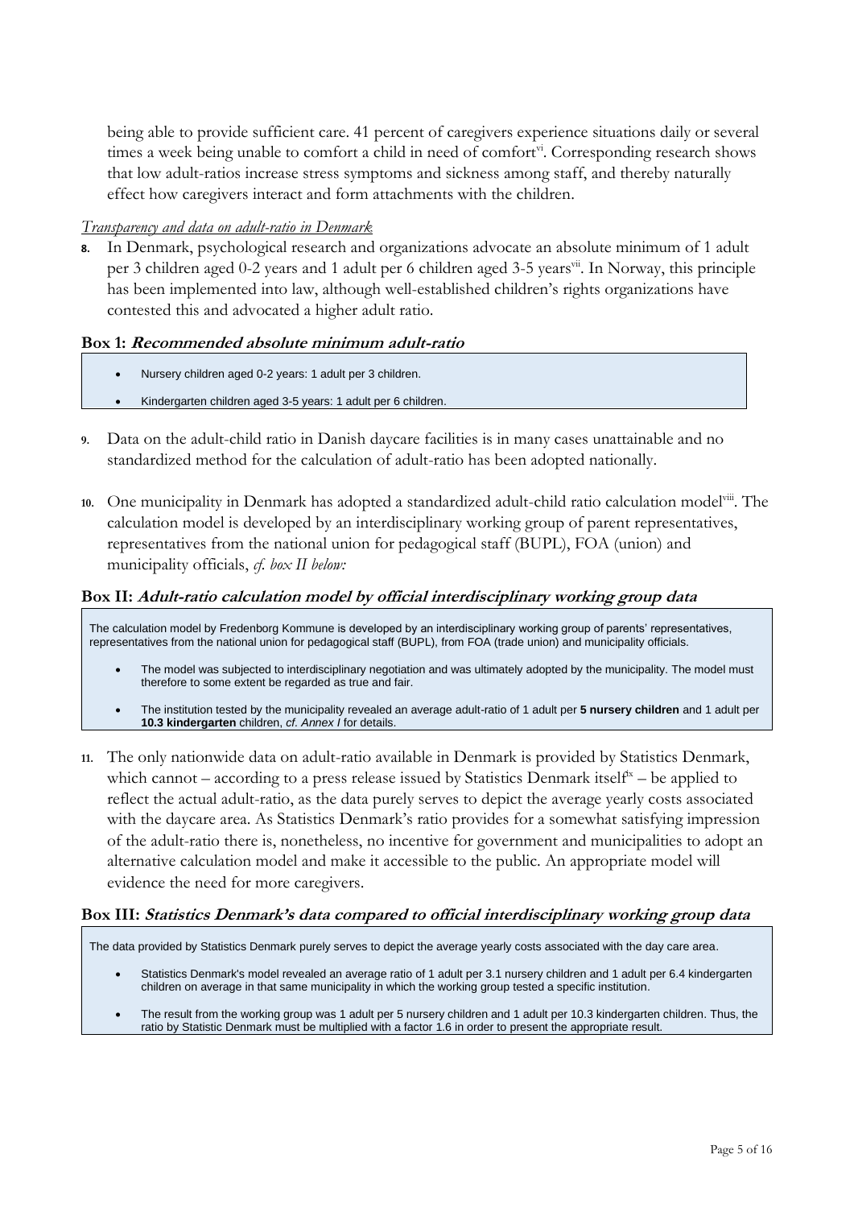being able to provide sufficient care. 41 percent of caregivers experience situations daily or several times a week being unable to comfort a child in need of comfort[vi]. Corresponding research shows that low adult-ratios increase stress symptoms and sickness among staff, and thereby naturally effect how caregivers interact and form attachments with the children.

*Transparency and data on adult-ratio in Denmark*

**8.** In Denmark, psychological research and organizations advocate an absolute minimum of 1 adult per 3 children aged 0-2 years and 1 adult per 6 children aged 3-5 years[vii]. In Norway, this principle has been implemented into law, although well-established children's rights organizations have contested this and advocated a higher adult ratio.

**Box 1: *Recommended absolute minimum adult-ratio***

- Nursery children aged 0-2 years: 1 adult per 3 children.
- Kindergarten children aged 3-5 years: 1 adult per 6 children.

**9.** Data on the adult-child ratio in Danish daycare facilities is in many cases unattainable and no standardized method for the calculation of adult-ratio has been adopted nationally.

**10.** One municipality in Denmark has adopted a standardized adult-child ratio calculation model[viii]. The calculation model is developed by an interdisciplinary working group of parent representatives, representatives from the national union for pedagogical staff (BUPL), FOA (union) and municipality officials, *cf. box II below:*

**Box II: *Adult-ratio calculation model by official interdisciplinary working group data***

The calculation model by Fredenborg Kommune is developed by an interdisciplinary working group of parents' representatives, representatives from the national union for pedagogical staff (BUPL), from FOA (trade union) and municipality officials.

- The model was subjected to interdisciplinary negotiation and was ultimately adopted by the municipality. The model must therefore to some extent be regarded as true and fair.
- The institution tested by the municipality revealed an average adult-ratio of 1 adult per **5 nursery children** and 1 adult per **10.3 kindergarten** children, *cf. Annex I* for details.

**11.** The only nationwide data on adult-ratio available in Denmark is provided by Statistics Denmark, which cannot – according to a press release issued by Statistics Denmark itself[ix] – be applied to reflect the actual adult-ratio, as the data purely serves to depict the average yearly costs associated with the daycare area. As Statistics Denmark's ratio provides for a somewhat satisfying impression of the adult-ratio there is, nonetheless, no incentive for government and municipalities to adopt an alternative calculation model and make it accessible to the public. An appropriate model will evidence the need for more caregivers.

**Box III: *Statistics Denmark's data compared to official interdisciplinary working group data***

The data provided by Statistics Denmark purely serves to depict the average yearly costs associated with the day care area.

- Statistics Denmark's model revealed an average ratio of 1 adult per 3.1 nursery children and 1 adult per 6.4 kindergarten children on average in that same municipality in which the working group tested a specific institution.
- The result from the working group was 1 adult per 5 nursery children and 1 adult per 10.3 kindergarten children. Thus, the ratio by Statistic Denmark must be multiplied with a factor 1.6 in order to present the appropriate result.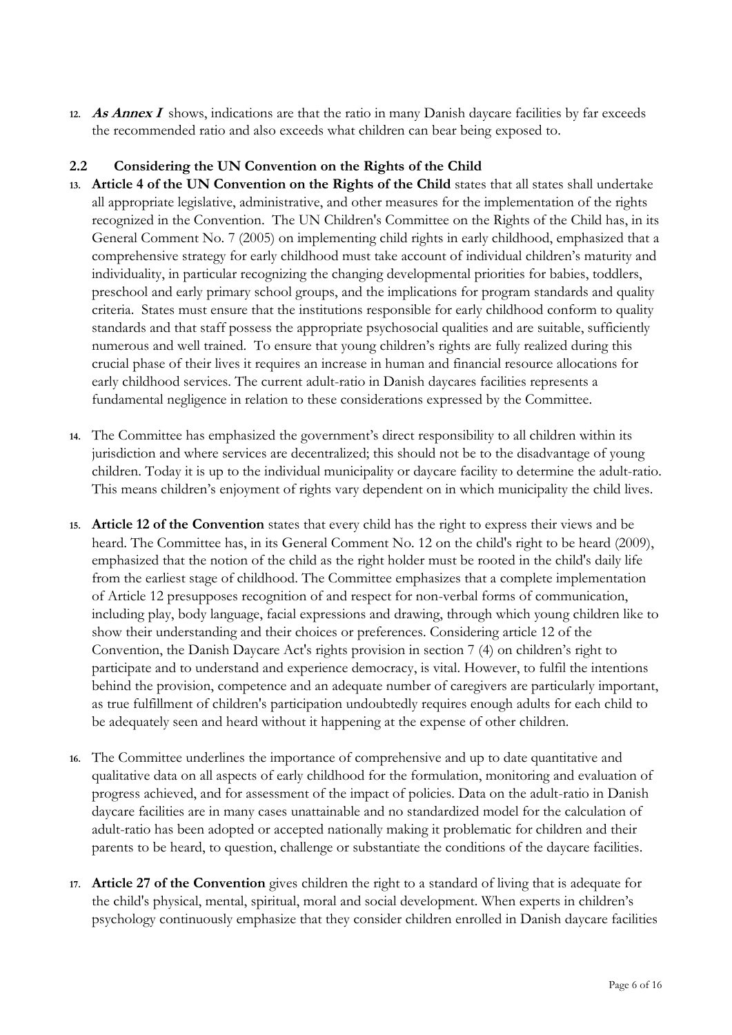12. ***As Annex I*** shows, indications are that the ratio in many Danish daycare facilities by far exceeds the recommended ratio and also exceeds what children can bear being exposed to.

### 2.2 Considering the UN Convention on the Rights of the Child

13. **Article 4 of the UN Convention on the Rights of the Child** states that all states shall undertake all appropriate legislative, administrative, and other measures for the implementation of the rights recognized in the Convention. The UN Children's Committee on the Rights of the Child has, in its General Comment No. 7 (2005) on implementing child rights in early childhood, emphasized that a comprehensive strategy for early childhood must take account of individual children's maturity and individuality, in particular recognizing the changing developmental priorities for babies, toddlers, preschool and early primary school groups, and the implications for program standards and quality criteria. States must ensure that the institutions responsible for early childhood conform to quality standards and that staff possess the appropriate psychosocial qualities and are suitable, sufficiently numerous and well trained. To ensure that young children's rights are fully realized during this crucial phase of their lives it requires an increase in human and financial resource allocations for early childhood services. The current adult-ratio in Danish daycares facilities represents a fundamental negligence in relation to these considerations expressed by the Committee.

14. The Committee has emphasized the government's direct responsibility to all children within its jurisdiction and where services are decentralized; this should not be to the disadvantage of young children. Today it is up to the individual municipality or daycare facility to determine the adult-ratio. This means children's enjoyment of rights vary dependent on in which municipality the child lives.

15. **Article 12 of the Convention** states that every child has the right to express their views and be heard. The Committee has, in its General Comment No. 12 on the child's right to be heard (2009), emphasized that the notion of the child as the right holder must be rooted in the child's daily life from the earliest stage of childhood. The Committee emphasizes that a complete implementation of Article 12 presupposes recognition of and respect for non-verbal forms of communication, including play, body language, facial expressions and drawing, through which young children like to show their understanding and their choices or preferences. Considering article 12 of the Convention, the Danish Daycare Act's rights provision in section 7 (4) on children's right to participate and to understand and experience democracy, is vital. However, to fulfil the intentions behind the provision, competence and an adequate number of caregivers are particularly important, as true fulfillment of children's participation undoubtedly requires enough adults for each child to be adequately seen and heard without it happening at the expense of other children.

16. The Committee underlines the importance of comprehensive and up to date quantitative and qualitative data on all aspects of early childhood for the formulation, monitoring and evaluation of progress achieved, and for assessment of the impact of policies. Data on the adult-ratio in Danish daycare facilities are in many cases unattainable and no standardized model for the calculation of adult-ratio has been adopted or accepted nationally making it problematic for children and their parents to be heard, to question, challenge or substantiate the conditions of the daycare facilities.

17. **Article 27 of the Convention** gives children the right to a standard of living that is adequate for the child's physical, mental, spiritual, moral and social development. When experts in children's psychology continuously emphasize that they consider children enrolled in Danish daycare facilities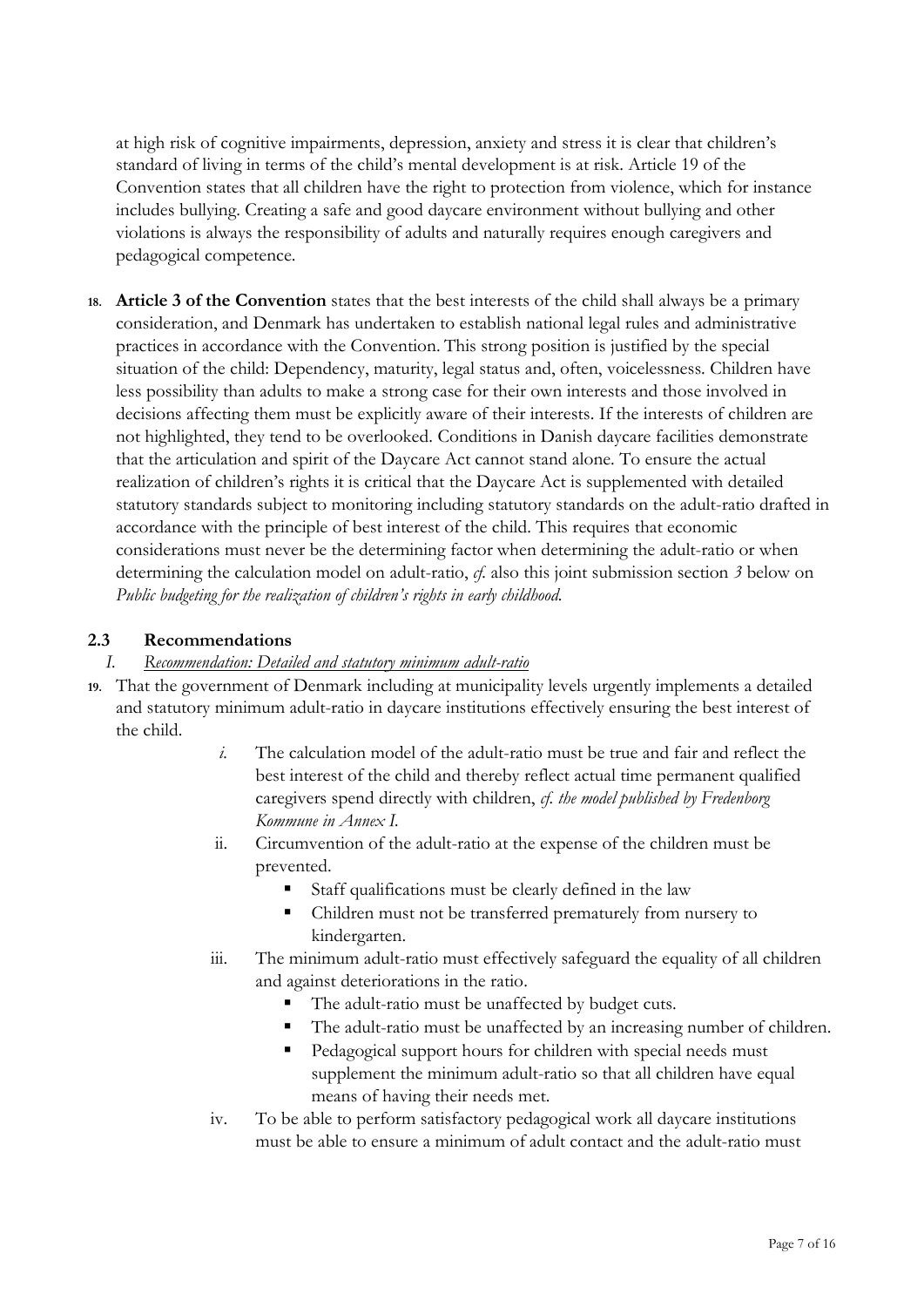at high risk of cognitive impairments, depression, anxiety and stress it is clear that children's standard of living in terms of the child's mental development is at risk. Article 19 of the Convention states that all children have the right to protection from violence, which for instance includes bullying. Creating a safe and good daycare environment without bullying and other violations is always the responsibility of adults and naturally requires enough caregivers and pedagogical competence.

18. **Article 3 of the Convention** states that the best interests of the child shall always be a primary consideration, and Denmark has undertaken to establish national legal rules and administrative practices in accordance with the Convention. This strong position is justified by the special situation of the child: Dependency, maturity, legal status and, often, voicelessness. Children have less possibility than adults to make a strong case for their own interests and those involved in decisions affecting them must be explicitly aware of their interests. If the interests of children are not highlighted, they tend to be overlooked. Conditions in Danish daycare facilities demonstrate that the articulation and spirit of the Daycare Act cannot stand alone. To ensure the actual realization of children's rights it is critical that the Daycare Act is supplemented with detailed statutory standards subject to monitoring including statutory standards on the adult-ratio drafted in accordance with the principle of best interest of the child. This requires that economic considerations must never be the determining factor when determining the adult-ratio or when determining the calculation model on adult-ratio, *cf.* also this joint submission section *3* below on *Public budgeting for the realization of children's rights in early childhood.*

## 2.3 Recommendations

*I. <u>Recommendation: Detailed and statutory minimum adult-ratio</u>*

19. That the government of Denmark including at municipality levels urgently implements a detailed and statutory minimum adult-ratio in daycare institutions effectively ensuring the best interest of the child.

    *i.* The calculation model of the adult-ratio must be true and fair and reflect the best interest of the child and thereby reflect actual time permanent qualified caregivers spend directly with children, *cf. the model published by Fredenborg Kommune in Annex I.*

    ii. Circumvention of the adult-ratio at the expense of the children must be prevented.
    - Staff qualifications must be clearly defined in the law
    - Children must not be transferred prematurely from nursery to kindergarten.

    iii. The minimum adult-ratio must effectively safeguard the equality of all children and against deteriorations in the ratio.
    - The adult-ratio must be unaffected by budget cuts.
    - The adult-ratio must be unaffected by an increasing number of children.
    - Pedagogical support hours for children with special needs must supplement the minimum adult-ratio so that all children have equal means of having their needs met.

    iv. To be able to perform satisfactory pedagogical work all daycare institutions must be able to ensure a minimum of adult contact and the adult-ratio must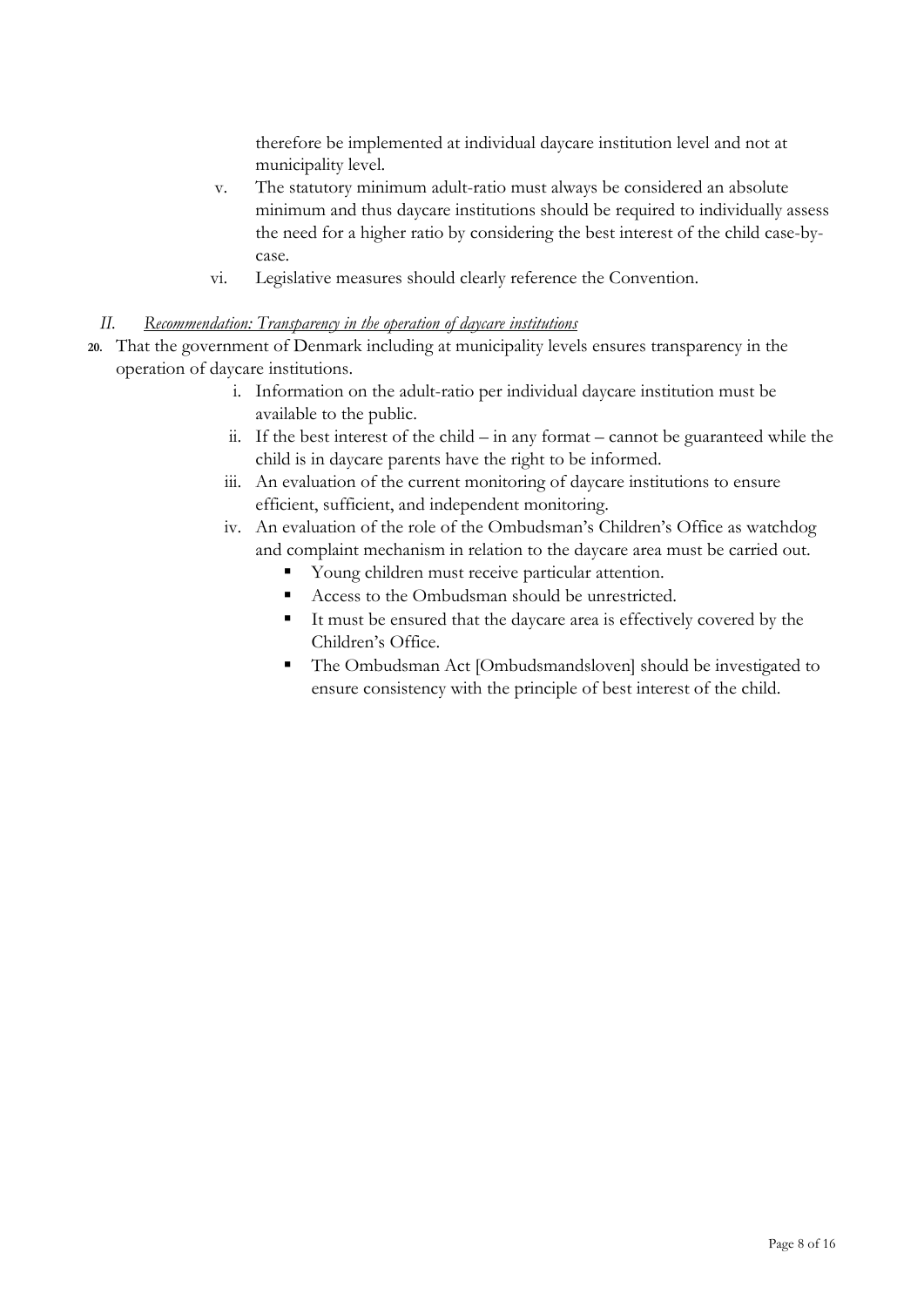therefore be implemented at individual daycare institution level and not at municipality level.

v. The statutory minimum adult-ratio must always be considered an absolute minimum and thus daycare institutions should be required to individually assess the need for a higher ratio by considering the best interest of the child case-by-case.

vi. Legislative measures should clearly reference the Convention.

### II. *Recommendation: Transparency in the operation of daycare institutions*

**20.** That the government of Denmark including at municipality levels ensures transparency in the operation of daycare institutions.

i. Information on the adult-ratio per individual daycare institution must be available to the public.

ii. If the best interest of the child – in any format – cannot be guaranteed while the child is in daycare parents have the right to be informed.

iii. An evaluation of the current monitoring of daycare institutions to ensure efficient, sufficient, and independent monitoring.

iv. An evaluation of the role of the Ombudsman's Children's Office as watchdog and complaint mechanism in relation to the daycare area must be carried out.

- Young children must receive particular attention.
- Access to the Ombudsman should be unrestricted.
- It must be ensured that the daycare area is effectively covered by the Children's Office.
- The Ombudsman Act [Ombudsmandsloven] should be investigated to ensure consistency with the principle of best interest of the child.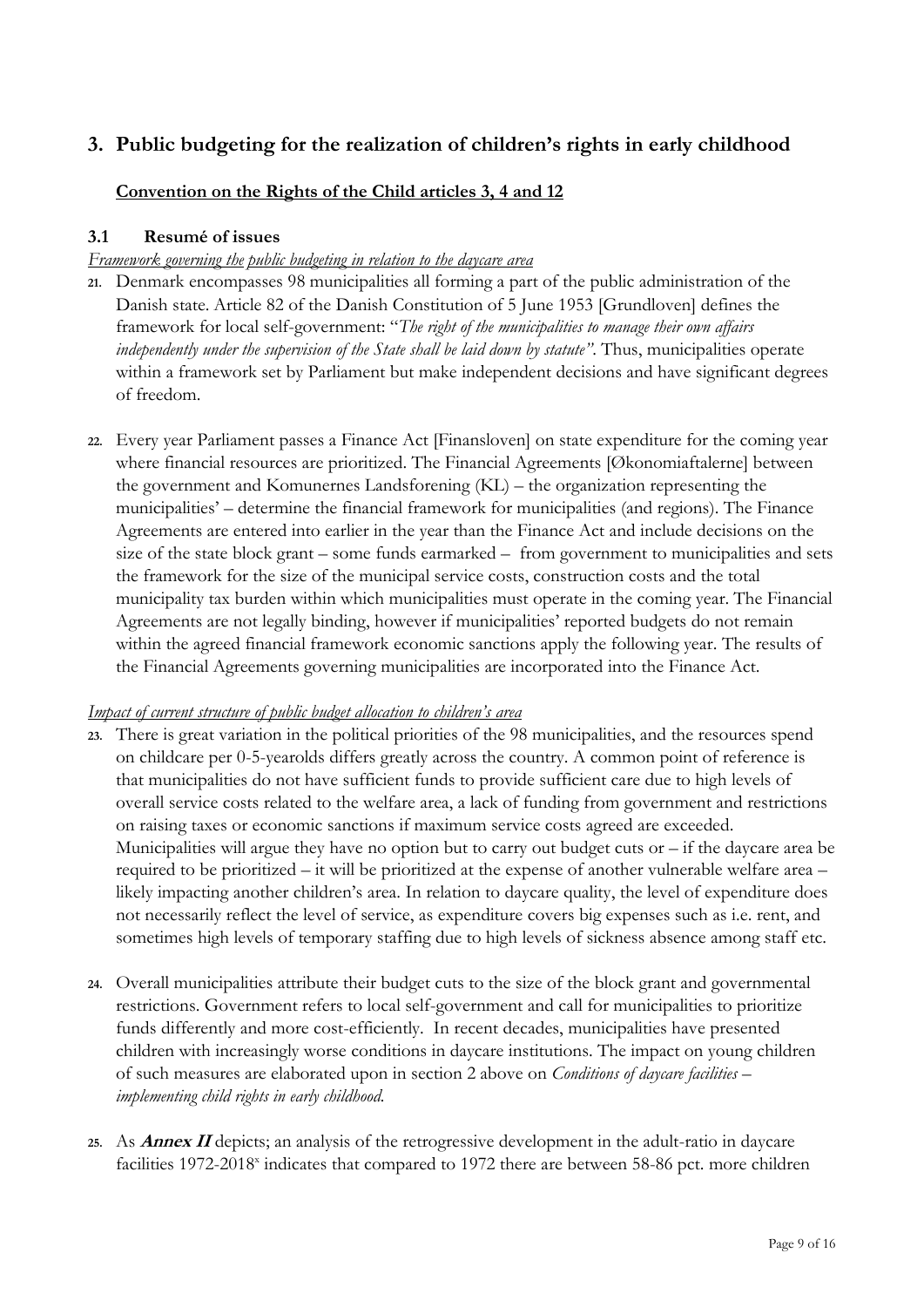## 3. Public budgeting for the realization of children's rights in early childhood

**Convention on the Rights of the Child articles 3, 4 and 12**

### 3.1 Resumé of issues

*Framework governing the public budgeting in relation to the daycare area*

21. Denmark encompasses 98 municipalities all forming a part of the public administration of the Danish state. Article 82 of the Danish Constitution of 5 June 1953 [Grundloven] defines the framework for local self-government: "*The right of the municipalities to manage their own affairs independently under the supervision of the State shall be laid down by statute"*. Thus, municipalities operate within a framework set by Parliament but make independent decisions and have significant degrees of freedom.

22. Every year Parliament passes a Finance Act [Finansloven] on state expenditure for the coming year where financial resources are prioritized. The Financial Agreements [Økonomiaftalerne] between the government and Komunernes Landsforening (KL) – the organization representing the municipalities' – determine the financial framework for municipalities (and regions). The Finance Agreements are entered into earlier in the year than the Finance Act and include decisions on the size of the state block grant – some funds earmarked – from government to municipalities and sets the framework for the size of the municipal service costs, construction costs and the total municipality tax burden within which municipalities must operate in the coming year. The Financial Agreements are not legally binding, however if municipalities' reported budgets do not remain within the agreed financial framework economic sanctions apply the following year. The results of the Financial Agreements governing municipalities are incorporated into the Finance Act.

*Impact of current structure of public budget allocation to children's area*

23. There is great variation in the political priorities of the 98 municipalities, and the resources spend on childcare per 0-5-yearolds differs greatly across the country. A common point of reference is that municipalities do not have sufficient funds to provide sufficient care due to high levels of overall service costs related to the welfare area, a lack of funding from government and restrictions on raising taxes or economic sanctions if maximum service costs agreed are exceeded. Municipalities will argue they have no option but to carry out budget cuts or – if the daycare area be required to be prioritized – it will be prioritized at the expense of another vulnerable welfare area – likely impacting another children's area. In relation to daycare quality, the level of expenditure does not necessarily reflect the level of service, as expenditure covers big expenses such as i.e. rent, and sometimes high levels of temporary staffing due to high levels of sickness absence among staff etc.

24. Overall municipalities attribute their budget cuts to the size of the block grant and governmental restrictions. Government refers to local self-government and call for municipalities to prioritize funds differently and more cost-efficiently. In recent decades, municipalities have presented children with increasingly worse conditions in daycare institutions. The impact on young children of such measures are elaborated upon in section 2 above on *Conditions of daycare facilities – implementing child rights in early childhood.*

25. As ***Annex II*** depicts; an analysis of the retrogressive development in the adult-ratio in daycare facilities 1972-2018[x] indicates that compared to 1972 there are between 58-86 pct. more children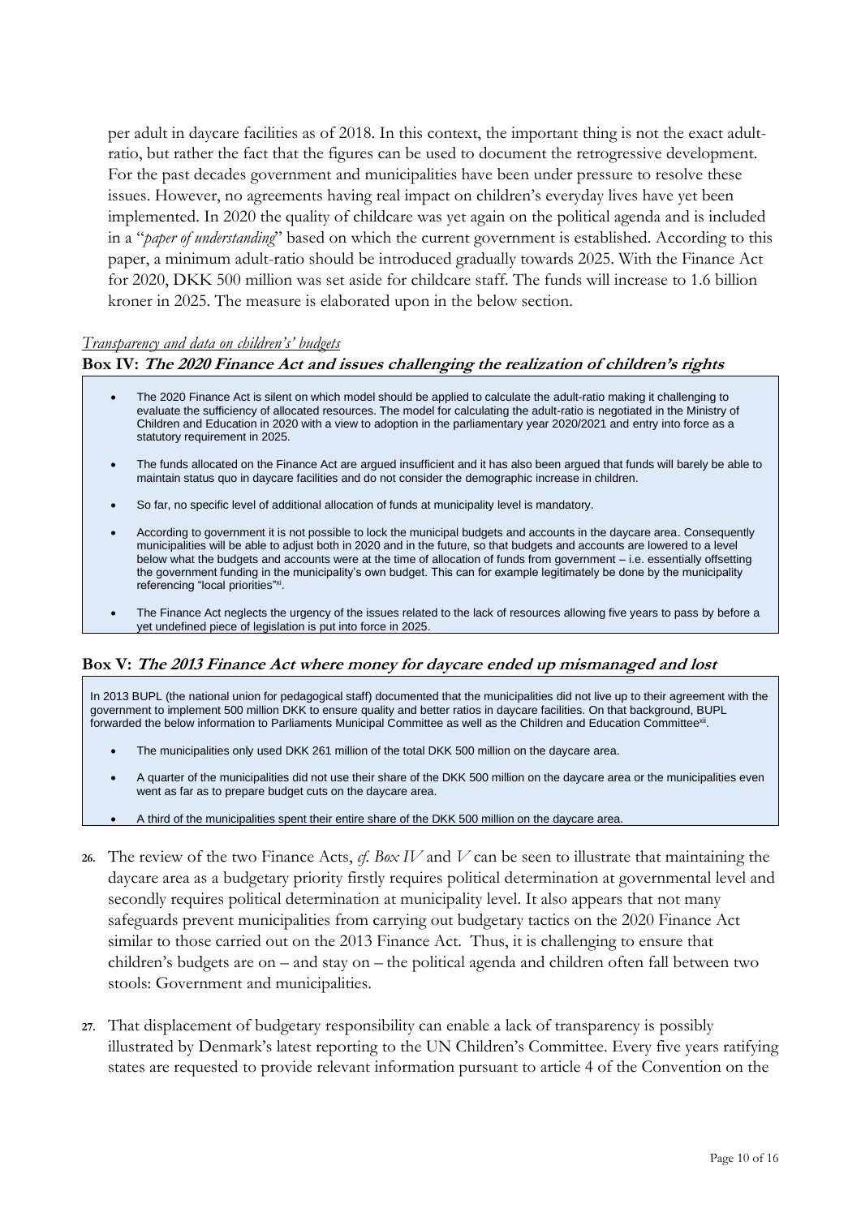per adult in daycare facilities as of 2018. In this context, the important thing is not the exact adult-ratio, but rather the fact that the figures can be used to document the retrogressive development. For the past decades government and municipalities have been under pressure to resolve these issues. However, no agreements having real impact on children's everyday lives have yet been implemented. In 2020 the quality of childcare was yet again on the political agenda and is included in a "*paper of understanding*" based on which the current government is established. According to this paper, a minimum adult-ratio should be introduced gradually towards 2025. With the Finance Act for 2020, DKK 500 million was set aside for childcare staff. The funds will increase to 1.6 billion kroner in 2025. The measure is elaborated upon in the below section.

*Transparency and data on children's' budgets*

**Box IV: *The 2020 Finance Act and issues challenging the realization of children's rights***

- The 2020 Finance Act is silent on which model should be applied to calculate the adult-ratio making it challenging to evaluate the sufficiency of allocated resources. The model for calculating the adult-ratio is negotiated in the Ministry of Children and Education in 2020 with a view to adoption in the parliamentary year 2020/2021 and entry into force as a statutory requirement in 2025.
- The funds allocated on the Finance Act are argued insufficient and it has also been argued that funds will barely be able to maintain status quo in daycare facilities and do not consider the demographic increase in children.
- So far, no specific level of additional allocation of funds at municipality level is mandatory.
- According to government it is not possible to lock the municipal budgets and accounts in the daycare area. Consequently municipalities will be able to adjust both in 2020 and in the future, so that budgets and accounts are lowered to a level below what the budgets and accounts were at the time of allocation of funds from government – i.e. essentially offsetting the government funding in the municipality's own budget. This can for example legitimately be done by the municipality referencing "local priorities"[xi].
- The Finance Act neglects the urgency of the issues related to the lack of resources allowing five years to pass by before a yet undefined piece of legislation is put into force in 2025.

**Box V: *The 2013 Finance Act where money for daycare ended up mismanaged and lost***

In 2013 BUPL (the national union for pedagogical staff) documented that the municipalities did not live up to their agreement with the government to implement 500 million DKK to ensure quality and better ratios in daycare facilities. On that background, BUPL forwarded the below information to Parliaments Municipal Committee as well as the Children and Education Committee[xii].

- The municipalities only used DKK 261 million of the total DKK 500 million on the daycare area.
- A quarter of the municipalities did not use their share of the DKK 500 million on the daycare area or the municipalities even went as far as to prepare budget cuts on the daycare area.
- A third of the municipalities spent their entire share of the DKK 500 million on the daycare area.

26. The review of the two Finance Acts, *cf. Box IV* and *V* can be seen to illustrate that maintaining the daycare area as a budgetary priority firstly requires political determination at governmental level and secondly requires political determination at municipality level. It also appears that not many safeguards prevent municipalities from carrying out budgetary tactics on the 2020 Finance Act similar to those carried out on the 2013 Finance Act. Thus, it is challenging to ensure that children's budgets are on – and stay on – the political agenda and children often fall between two stools: Government and municipalities.

27. That displacement of budgetary responsibility can enable a lack of transparency is possibly illustrated by Denmark's latest reporting to the UN Children's Committee. Every five years ratifying states are requested to provide relevant information pursuant to article 4 of the Convention on the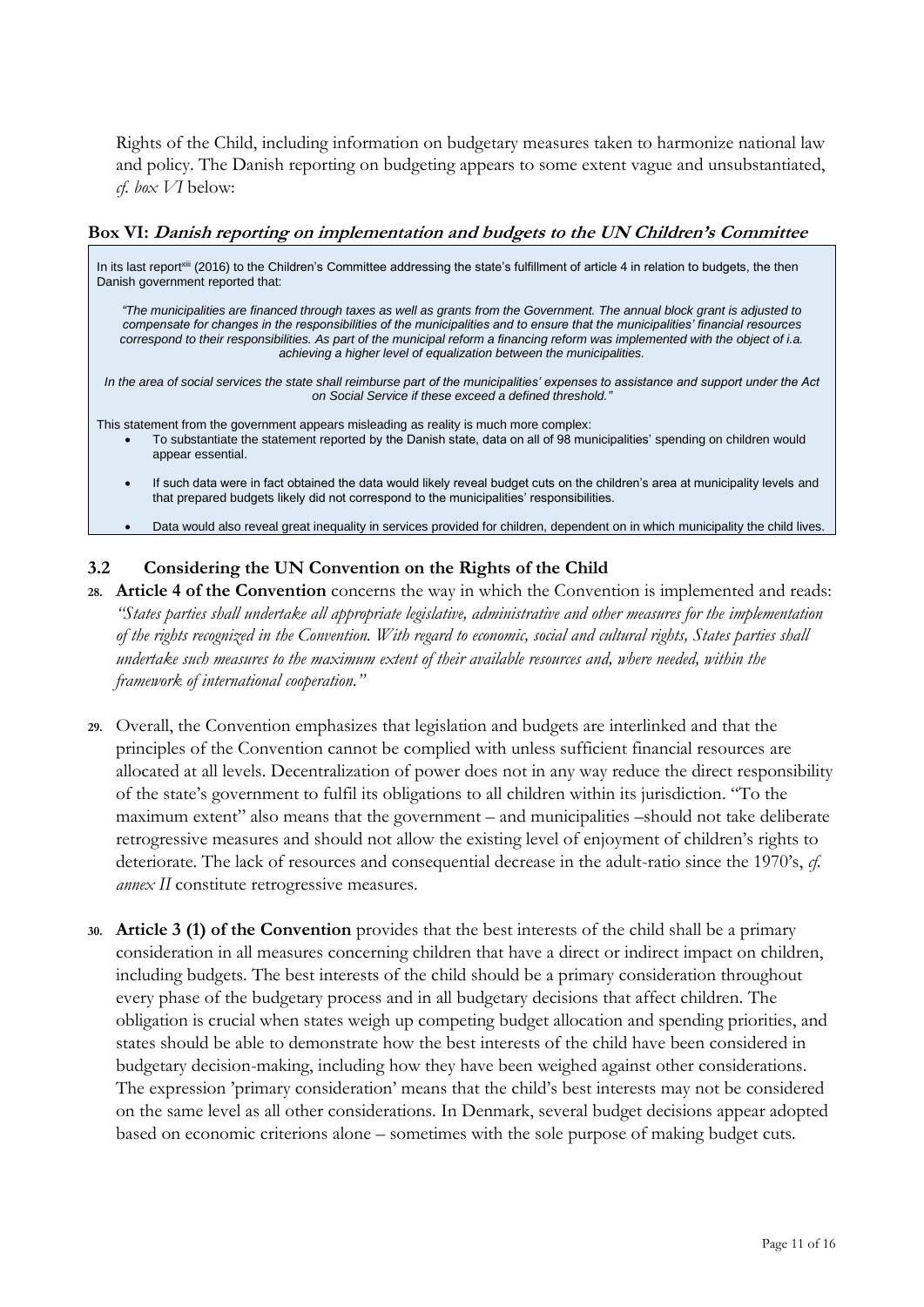Rights of the Child, including information on budgetary measures taken to harmonize national law and policy. The Danish reporting on budgeting appears to some extent vague and unsubstantiated, *cf. box VI* below:

### Box VI: *Danish reporting on implementation and budgets to the UN Children's Committee*

In its last report[xiii] (2016) to the Children's Committee addressing the state's fulfillment of article 4 in relation to budgets, the then Danish government reported that:

> *"The municipalities are financed through taxes as well as grants from the Government. The annual block grant is adjusted to compensate for changes in the responsibilities of the municipalities and to ensure that the municipalities' financial resources correspond to their responsibilities. As part of the municipal reform a financing reform was implemented with the object of i.a. achieving a higher level of equalization between the municipalities.*
>
> *In the area of social services the state shall reimburse part of the municipalities' expenses to assistance and support under the Act on Social Service if these exceed a defined threshold."*

This statement from the government appears misleading as reality is much more complex:

- To substantiate the statement reported by the Danish state, data on all of 98 municipalities' spending on children would appear essential.
- If such data were in fact obtained the data would likely reveal budget cuts on the children's area at municipality levels and that prepared budgets likely did not correspond to the municipalities' responsibilities.
- Data would also reveal great inequality in services provided for children, dependent on in which municipality the child lives.

## 3.2 Considering the UN Convention on the Rights of the Child

28. **Article 4 of the Convention** concerns the way in which the Convention is implemented and reads: *"States parties shall undertake all appropriate legislative, administrative and other measures for the implementation of the rights recognized in the Convention. With regard to economic, social and cultural rights, States parties shall undertake such measures to the maximum extent of their available resources and, where needed, within the framework of international cooperation."*

29. Overall, the Convention emphasizes that legislation and budgets are interlinked and that the principles of the Convention cannot be complied with unless sufficient financial resources are allocated at all levels. Decentralization of power does not in any way reduce the direct responsibility of the state's government to fulfil its obligations to all children within its jurisdiction. "To the maximum extent" also means that the government – and municipalities –should not take deliberate retrogressive measures and should not allow the existing level of enjoyment of children's rights to deteriorate. The lack of resources and consequential decrease in the adult-ratio since the 1970's, *cf. annex II* constitute retrogressive measures.

30. **Article 3 (1) of the Convention** provides that the best interests of the child shall be a primary consideration in all measures concerning children that have a direct or indirect impact on children, including budgets. The best interests of the child should be a primary consideration throughout every phase of the budgetary process and in all budgetary decisions that affect children. The obligation is crucial when states weigh up competing budget allocation and spending priorities, and states should be able to demonstrate how the best interests of the child have been considered in budgetary decision-making, including how they have been weighed against other considerations. The expression 'primary consideration' means that the child's best interests may not be considered on the same level as all other considerations. In Denmark, several budget decisions appear adopted based on economic criterions alone – sometimes with the sole purpose of making budget cuts.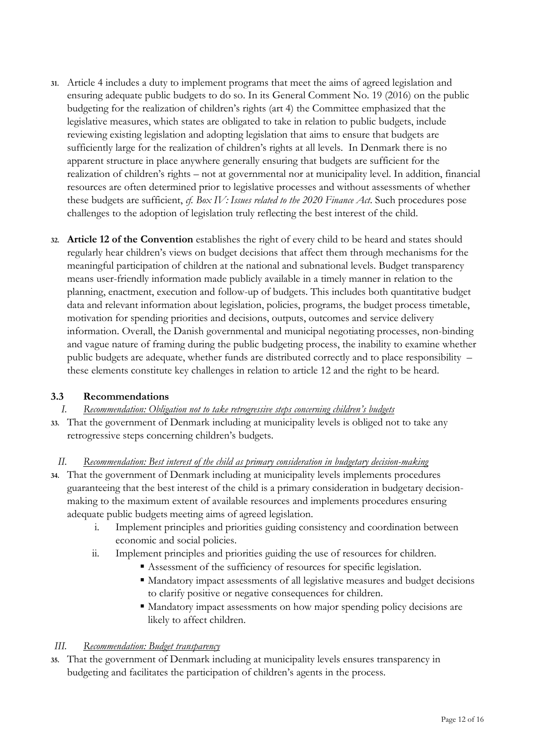31. Article 4 includes a duty to implement programs that meet the aims of agreed legislation and ensuring adequate public budgets to do so. In its General Comment No. 19 (2016) on the public budgeting for the realization of children's rights (art 4) the Committee emphasized that the legislative measures, which states are obligated to take in relation to public budgets, include reviewing existing legislation and adopting legislation that aims to ensure that budgets are sufficiently large for the realization of children's rights at all levels. In Denmark there is no apparent structure in place anywhere generally ensuring that budgets are sufficient for the realization of children's rights – not at governmental nor at municipality level. In addition, financial resources are often determined prior to legislative processes and without assessments of whether these budgets are sufficient, *cf. Box IV: Issues related to the 2020 Finance Act*. Such procedures pose challenges to the adoption of legislation truly reflecting the best interest of the child.

32. **Article 12 of the Convention** establishes the right of every child to be heard and states should regularly hear children's views on budget decisions that affect them through mechanisms for the meaningful participation of children at the national and subnational levels. Budget transparency means user-friendly information made publicly available in a timely manner in relation to the planning, enactment, execution and follow-up of budgets. This includes both quantitative budget data and relevant information about legislation, policies, programs, the budget process timetable, motivation for spending priorities and decisions, outputs, outcomes and service delivery information. Overall, the Danish governmental and municipal negotiating processes, non-binding and vague nature of framing during the public budgeting process, the inability to examine whether public budgets are adequate, whether funds are distributed correctly and to place responsibility – these elements constitute key challenges in relation to article 12 and the right to be heard.

### 3.3 Recommendations

*I. Recommendation: Obligation not to take retrogressive steps concerning children's budgets*

33. That the government of Denmark including at municipality levels is obliged not to take any retrogressive steps concerning children's budgets.

*II. Recommendation: Best interest of the child as primary consideration in budgetary decision-making*

34. That the government of Denmark including at municipality levels implements procedures guaranteeing that the best interest of the child is a primary consideration in budgetary decision-making to the maximum extent of available resources and implements procedures ensuring adequate public budgets meeting aims of agreed legislation.
    i. Implement principles and priorities guiding consistency and coordination between economic and social policies.
    ii. Implement principles and priorities guiding the use of resources for children.
        - Assessment of the sufficiency of resources for specific legislation.
        - Mandatory impact assessments of all legislative measures and budget decisions to clarify positive or negative consequences for children.
        - Mandatory impact assessments on how major spending policy decisions are likely to affect children.

*III. Recommendation: Budget transparency*

35. That the government of Denmark including at municipality levels ensures transparency in budgeting and facilitates the participation of children's agents in the process.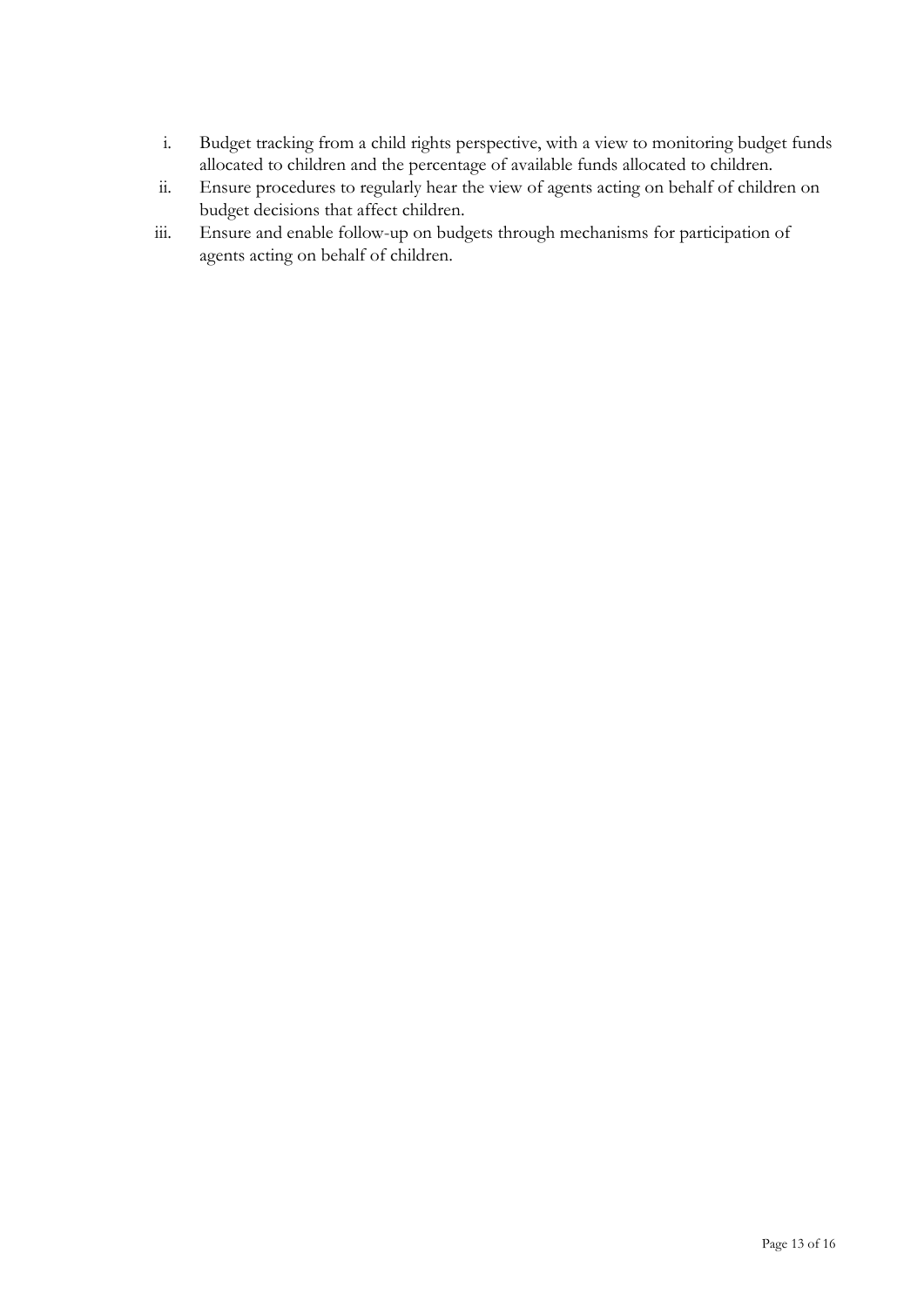i. Budget tracking from a child rights perspective, with a view to monitoring budget funds allocated to children and the percentage of available funds allocated to children.
ii. Ensure procedures to regularly hear the view of agents acting on behalf of children on budget decisions that affect children.
iii. Ensure and enable follow-up on budgets through mechanisms for participation of agents acting on behalf of children.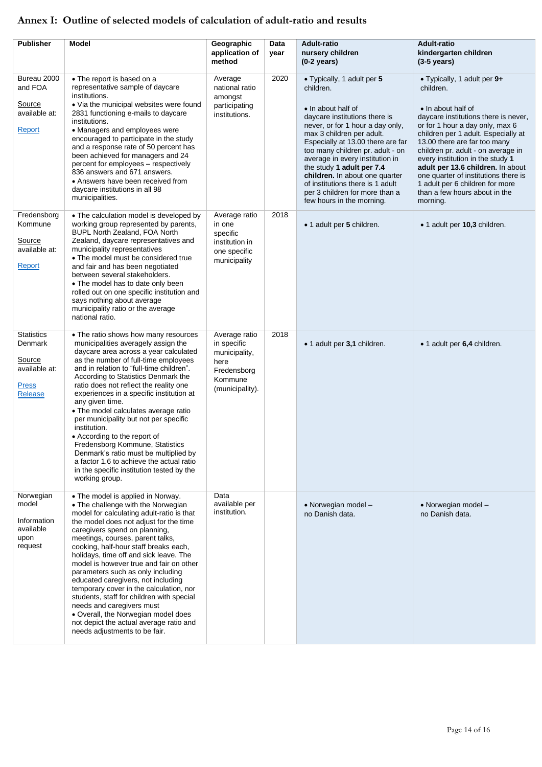## Annex I: Outline of selected models of calculation of adult-ratio and results

| Publisher | Model | Geographic application of method | Data year | Adult-ratio nursery children (0-2 years) | Adult-ratio kindergarten children (3-5 years) |
|---|---|---|---|---|---|
| Bureau 2000 and FOA<br><br>Source available at:<br><br>Report | • The report is based on a representative sample of daycare institutions.<br>• Via the municipal websites were found 2831 functioning e-mails to daycare institutions.<br>• Managers and employees were encouraged to participate in the study and a response rate of 50 percent has been achieved for managers and 24 percent for employees – respectively 836 answers and 671 answers.<br>• Answers have been received from daycare institutions in all 98 municipalities. | Average national ratio amongst participating institutions. | 2020 | • Typically, 1 adult per **5** children.<br><br>• In about half of daycare institutions there is never, or for 1 hour a day only, max 3 children per adult. Especially at 13.00 there are far too many children pr. adult - on average in every institution in the study **1 adult per 7.4 children.** In about one quarter of institutions there is 1 adult per 3 children for more than a few hours in the morning. | • Typically, 1 adult per **9+** children.<br><br>• In about half of daycare institutions there is never, or for 1 hour a day only, max 6 children per 1 adult. Especially at 13.00 there are far too many children pr. adult - on average in every institution in the study **1 adult per 13.6 children.** In about one quarter of institutions there is 1 adult per 6 children for more than a few hours about in the morning. |
| Fredensborg Kommune<br><br>Source available at:<br><br>Report | • The calculation model is developed by working group represented by parents, BUPL North Zealand, FOA North Zealand, daycare representatives and municipality representatives<br>• The model must be considered true and fair and has been negotiated between several stakeholders.<br>• The model has to date only been rolled out on one specific institution and says nothing about average municipality ratio or the average national ratio. | Average ratio in one specific institution in one specific municipality | 2018 | • 1 adult per **5** children. | • 1 adult per **10,3** children. |
| Statistics Denmark<br><br>Source available at:<br><br>Press Release | • The ratio shows how many resources municipalities averagely assign the daycare area across a year calculated as the number of full-time employees and in relation to "full-time children". According to Statistics Denmark the ratio does not reflect the reality one experiences in a specific institution at any given time.<br>• The model calculates average ratio per municipality but not per specific institution.<br>• According to the report of Fredensborg Kommune, Statistics Denmark's ratio must be multiplied by a factor 1.6 to achieve the actual ratio in the specific institution tested by the working group. | Average ratio in specific municipality, here Fredensborg Kommune (municipality). | 2018 | • 1 adult per **3,1** children. | • 1 adult per **6,4** children. |
| Norwegian model<br><br>Information available upon request | • The model is applied in Norway.<br>• The challenge with the Norwegian model for calculating adult-ratio is that the model does not adjust for the time caregivers spend on planning, meetings, courses, parent talks, cooking, half-hour staff breaks each, holidays, time off and sick leave. The model is however true and fair on other parameters such as only including educated caregivers, not including temporary cover in the calculation, nor students, staff for children with special needs and caregivers must<br>• Overall, the Norwegian model does not depict the actual average ratio and needs adjustments to be fair. | Data available per institution. | | • Norwegian model – no Danish data. | • Norwegian model – no Danish data. |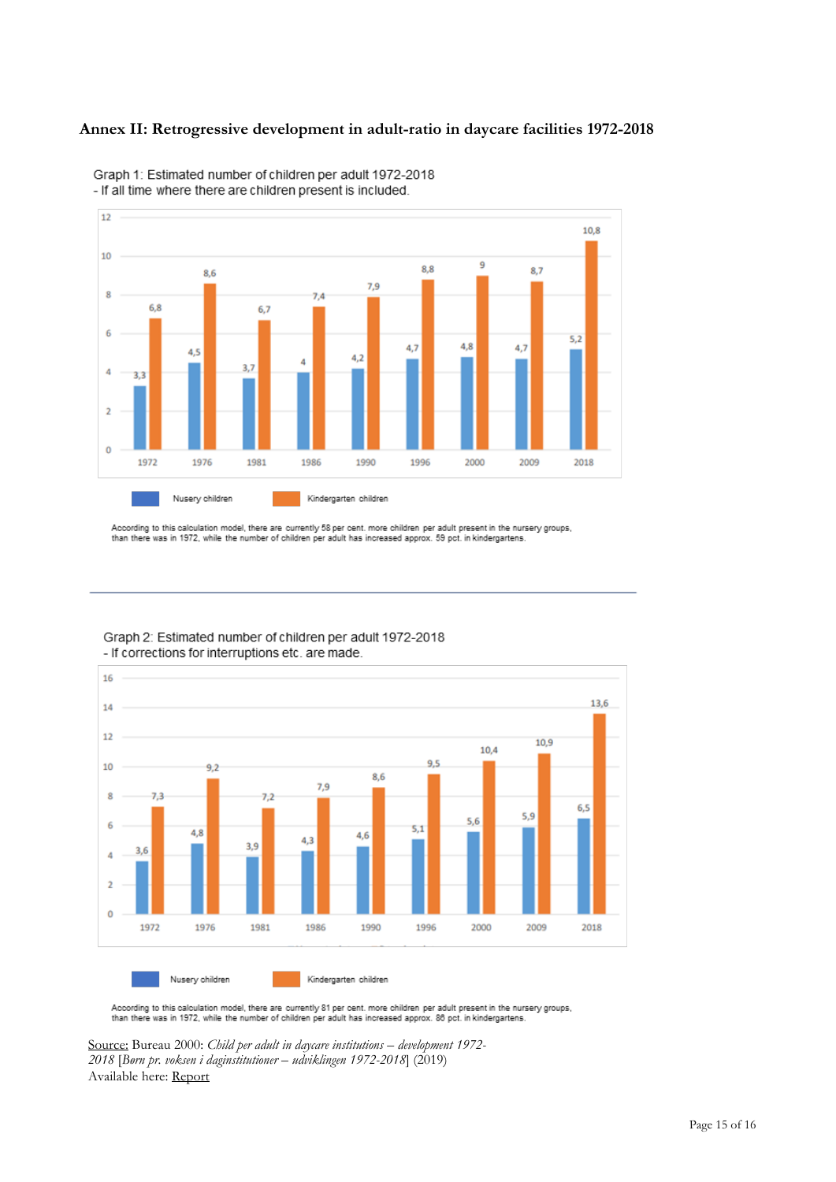## Annex II: Retrogressive development in adult-ratio in daycare facilities 1972-2018

Graph 1: Estimated number of children per adult 1972-2018
- If all time where there are children present is included.

| Year | Nusery children | Kindergarten children |
|---|---|---|
| 1972 | 3,3 | 6,8 |
| 1976 | 4,5 | 8,6 |
| 1981 | 3,7 | 6,7 |
| 1986 | 4 | 7,4 |
| 1990 | 4,2 | 7,9 |
| 1996 | 4,7 | 8,8 |
| 2000 | 4,8 | 9 |
| 2009 | 4,7 | 8,7 |
| 2018 | 5,2 | 10,8 |

According to this calculation model, there are currently 58 per cent. more children per adult present in the nursery groups, than there was in 1972, while the number of children per adult has increased approx. 59 pct. in kindergartens.

Graph 2: Estimated number of children per adult 1972-2018
- If corrections for interruptions etc. are made.

| Year | Nusery children | Kindergarten children |
|---|---|---|
| 1972 | 3,6 | 7,3 |
| 1976 | 4,8 | 9,2 |
| 1981 | 3,9 | 7,2 |
| 1986 | 4,3 | 7,9 |
| 1990 | 4,6 | 8,6 |
| 1996 | 5,1 | 9,5 |
| 2000 | 5,6 | 10,4 |
| 2009 | 5,9 | 10,9 |
| 2018 | 6,5 | 13,6 |

According to this calculation model, there are currently 81 per cent. more children per adult present in the nursery groups, than there was in 1972, while the number of children per adult has increased approx. 86 pct. in kindergartens.

Source: Bureau 2000: *Child per adult in daycare institutions – development 1972-2018* [*Børn pr. voksen i daginstitutioner – udviklingen 1972-2018*] (2019)
Available here: Report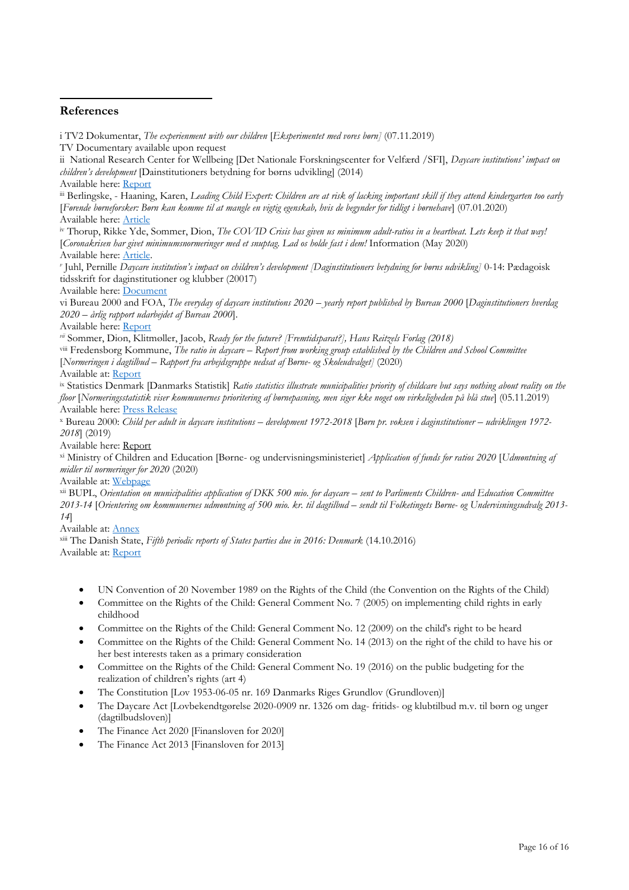## References

i TV2 Dokumentar, *The experienment with our children* [*Eksperimentet med vores børn]* (07.11.2019)
TV Documentary available upon request

ii National Research Center for Wellbeing [Det Nationale Forskningscenter for Velfærd /SFI], *Daycare institutions' impact on children's development* [Dainstitutioners betydning for børns udvikling] (2014)
Available here: Report

iii Berlingske, - Haaning, Karen, *Leading Child Expert: Children are at risk of lacking important skill if they attend kindergarten too early* [*Førende børneforsker: Børn kan komme til at mangle en vigtig egenskab, hvis de begynder for tidligt i børnehave*] (07.01.2020)
Available here: Article

iv Thorup, Rikke Yde, Sommer, Dion, *The COVID Crisis has given us minimum adult-ratios in a heartbeat. Lets keep it that way!* [*Coronakrisen har givet minimumsnormeringer med et snuptag. Lad os holde fast i dem!* Information (May 2020)
Available here: Article.

v Juhl, Pernille *Daycare institution's impact on children's development [Daginstitutioners betydning for børns udvikling]* 0-14: Pædagoisk tidsskrift for daginstitutioner og klubber (20017)
Available here: Document

vi Bureau 2000 and FOA, *The everyday of daycare institutions 2020 – yearly report published by Bureau 2000* [*Daginstitutioners hverdag 2020 – årlig rapport udarbejdet af Bureau 2000*].
Available here: Report

vii Sommer, Dion, Klitmøller, Jacob, *Ready for the future? [Fremtidsparat?], Hans Reitzels Forlag (2018)*

viii Fredensborg Kommune, *The ratio in daycare – Report from working group established by the Children and School Committee* [*Normeringen i dagtilbud – Rapport fra arbejdsgruppe nedsat af Børne- og Skoleudvalget]* (2020)
Available at: Report

ix Statistics Denmark [Danmarks Statistik] *Ratio statistics illustrate municipalities priority of childcare but says nothing about reality on the floor* [*Normeringsstatistik viser kommunernes prioritering af børnepasning, men siger ikke noget om virkeligheden på blå stue*] (05.11.2019)
Available here: Press Release

x Bureau 2000: *Child per adult in daycare institutions – development 1972-2018* [*Børn pr. voksen i daginstitutioner – udviklingen 1972-2018*] (2019)
Available here: Report

xi Ministry of Children and Education [Børne- og undervisningsministeriet] *Application of funds for ratios 2020* [*Udmøntning af midler til normeringer for 2020* (2020)
Available at: Webpage

xii BUPL, *Orientation on municipalities application of DKK 500 mio. for daycare – sent to Parliments Children- and Education Committee 2013-14* [*Orientering om kommunernes udmøntning af 500 mio. kr. til dagtilbud – sendt til Folketingets Børne- og Undervisningsudvalg 2013-14*]
Available at: Annex

xiii The Danish State, *Fifth periodic reports of States parties due in 2016: Denmark* (14.10.2016)
Available at: Report

- UN Convention of 20 November 1989 on the Rights of the Child (the Convention on the Rights of the Child)
- Committee on the Rights of the Child: General Comment No. 7 (2005) on implementing child rights in early childhood
- Committee on the Rights of the Child: General Comment No. 12 (2009) on the child's right to be heard
- Committee on the Rights of the Child: General Comment No. 14 (2013) on the right of the child to have his or her best interests taken as a primary consideration
- Committee on the Rights of the Child: General Comment No. 19 (2016) on the public budgeting for the realization of children's rights (art 4)
- The Constitution [Lov 1953-06-05 nr. 169 Danmarks Riges Grundlov (Grundloven)]
- The Daycare Act [Lovbekendtgørelse 2020-0909 nr. 1326 om dag- fritids- og klubtilbud m.v. til børn og unger (dagtilbudsloven)]
- The Finance Act 2020 [Finansloven for 2020]
- The Finance Act 2013 [Finansloven for 2013]